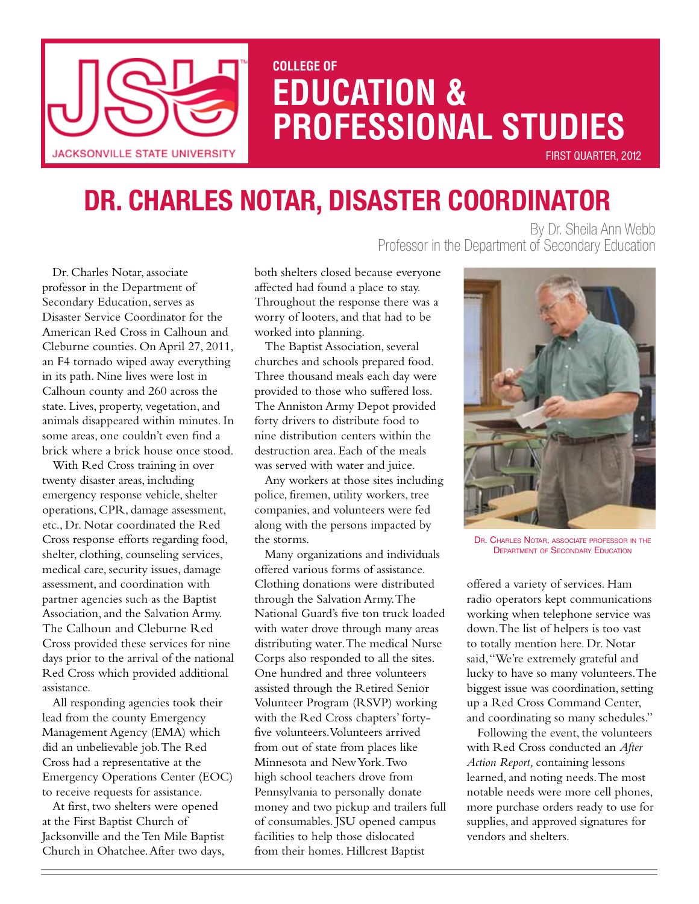# COLLEGE OF EDUCATION & PROFESSIONAL STUDIES

FIRST QUARTER, 2012

## DR. CHARLES NOTAR, DISASTER COORDINATOR

By Dr. Sheila Ann Webb
Professor in the Department of Secondary Education

Dr. Charles Notar, associate professor in the Department of Secondary Education, serves as Disaster Service Coordinator for the American Red Cross in Calhoun and Cleburne counties. On April 27, 2011, an F4 tornado wiped away everything in its path. Nine lives were lost in Calhoun county and 260 across the state. Lives, property, vegetation, and animals disappeared within minutes. In some areas, one couldn't even find a brick where a brick house once stood.

With Red Cross training in over twenty disaster areas, including emergency response vehicle, shelter operations, CPR, damage assessment, etc., Dr. Notar coordinated the Red Cross response efforts regarding food, shelter, clothing, counseling services, medical care, security issues, damage assessment, and coordination with partner agencies such as the Baptist Association, and the Salvation Army. The Calhoun and Cleburne Red Cross provided these services for nine days prior to the arrival of the national Red Cross which provided additional assistance.

All responding agencies took their lead from the county Emergency Management Agency (EMA) which did an unbelievable job. The Red Cross had a representative at the Emergency Operations Center (EOC) to receive requests for assistance.

At first, two shelters were opened at the First Baptist Church of Jacksonville and the Ten Mile Baptist Church in Ohatchee. After two days, both shelters closed because everyone affected had found a place to stay. Throughout the response there was a worry of looters, and that had to be worked into planning.

The Baptist Association, several churches and schools prepared food. Three thousand meals each day were provided to those who suffered loss. The Anniston Army Depot provided forty drivers to distribute food to nine distribution centers within the destruction area. Each of the meals was served with water and juice.

Any workers at those sites including police, firemen, utility workers, tree companies, and volunteers were fed along with the persons impacted by the storms.

Many organizations and individuals offered various forms of assistance. Clothing donations were distributed through the Salvation Army. The National Guard's five ton truck loaded with water drove through many areas distributing water. The medical Nurse Corps also responded to all the sites. One hundred and three volunteers assisted through the Retired Senior Volunteer Program (RSVP) working with the Red Cross chapters' forty-five volunteers. Volunteers arrived from out of state from places like Minnesota and New York. Two high school teachers drove from Pennsylvania to personally donate money and two pickup and trailers full of consumables. JSU opened campus facilities to help those dislocated from their homes. Hillcrest Baptist offered a variety of services. Ham radio operators kept communications working when telephone service was down. The list of helpers is too vast to totally mention here. Dr. Notar said, "We're extremely grateful and lucky to have so many volunteers. The biggest issue was coordination, setting up a Red Cross Command Center, and coordinating so many schedules."

DR. CHARLES NOTAR, ASSOCIATE PROFESSOR IN THE DEPARTMENT OF SECONDARY EDUCATION

Following the event, the volunteers with Red Cross conducted an *After Action Report,* containing lessons learned, and noting needs. The most notable needs were more cell phones, more purchase orders ready to use for supplies, and approved signatures for vendors and shelters.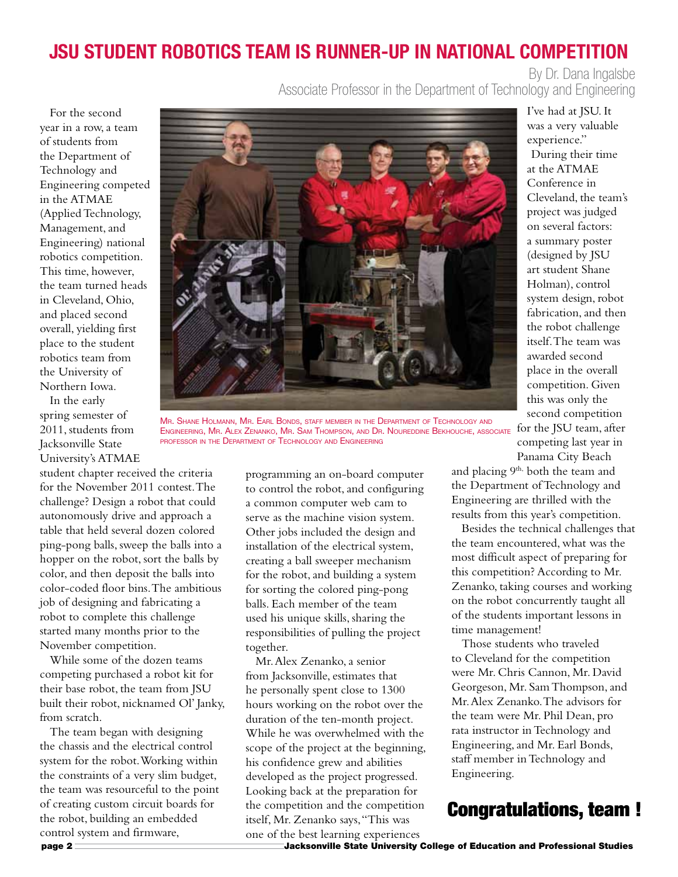# JSU STUDENT ROBOTICS TEAM IS RUNNER-UP IN NATIONAL COMPETITION

By Dr. Dana Ingalsbe
Associate Professor in the Department of Technology and Engineering

For the second year in a row, a team of students from the Department of Technology and Engineering competed in the ATMAE (Applied Technology, Management, and Engineering) national robotics competition. This time, however, the team turned heads in Cleveland, Ohio, and placed second overall, yielding first place to the student robotics team from the University of Northern Iowa.

In the early spring semester of 2011, students from Jacksonville State University's ATMAE student chapter received the criteria for the November 2011 contest. The challenge? Design a robot that could autonomously drive and approach a table that held several dozen colored ping-pong balls, sweep the balls into a hopper on the robot, sort the balls by color, and then deposit the balls into color-coded floor bins. The ambitious job of designing and fabricating a robot to complete this challenge started many months prior to the November competition.

While some of the dozen teams competing purchased a robot kit for their base robot, the team from JSU built their robot, nicknamed Ol' Janky, from scratch.

The team began with designing the chassis and the electrical control system for the robot. Working within the constraints of a very slim budget, the team was resourceful to the point of creating custom circuit boards for the robot, building an embedded control system and firmware, programming an on-board computer to control the robot, and configuring a common computer web cam to serve as the machine vision system. Other jobs included the design and installation of the electrical system, creating a ball sweeper mechanism for the robot, and building a system for sorting the colored ping-pong balls. Each member of the team used his unique skills, sharing the responsibilities of pulling the project together.

Mr. Alex Zenanko, a senior from Jacksonville, estimates that he personally spent close to 1300 hours working on the robot over the duration of the ten-month project. While he was overwhelmed with the scope of the project at the beginning, his confidence grew and abilities developed as the project progressed. Looking back at the preparation for the competition and the competition itself, Mr. Zenanko says, "This was one of the best learning experiences I've had at JSU. It was a very valuable experience."

MR. SHANE HOLMANN, MR. EARL BONDS, STAFF MEMBER IN THE DEPARTMENT OF TECHNOLOGY AND ENGINEERING, MR. ALEX ZENANKO, MR. SAM THOMPSON, AND DR. NOUREDDINE BEKHOUCHE, ASSOCIATE PROFESSOR IN THE DEPARTMENT OF TECHNOLOGY AND ENGINEERING

During their time at the ATMAE Conference in Cleveland, the team's project was judged on several factors: a summary poster (designed by JSU art student Shane Holman), control system design, robot fabrication, and then the robot challenge itself. The team was awarded second place in the overall competition. Given this was only the second competition for the JSU team, after competing last year in Panama City Beach and placing 9th, both the team and the Department of Technology and Engineering are thrilled with the results from this year's competition.

Besides the technical challenges that the team encountered, what was the most difficult aspect of preparing for this competition? According to Mr. Zenanko, taking courses and working on the robot concurrently taught all of the students important lessons in time management!

Those students who traveled to Cleveland for the competition were Mr. Chris Cannon, Mr. David Georgeson, Mr. Sam Thompson, and Mr. Alex Zenanko. The advisors for the team were Mr. Phil Dean, pro rata instructor in Technology and Engineering, and Mr. Earl Bonds, staff member in Technology and Engineering.

## Congratulations, team !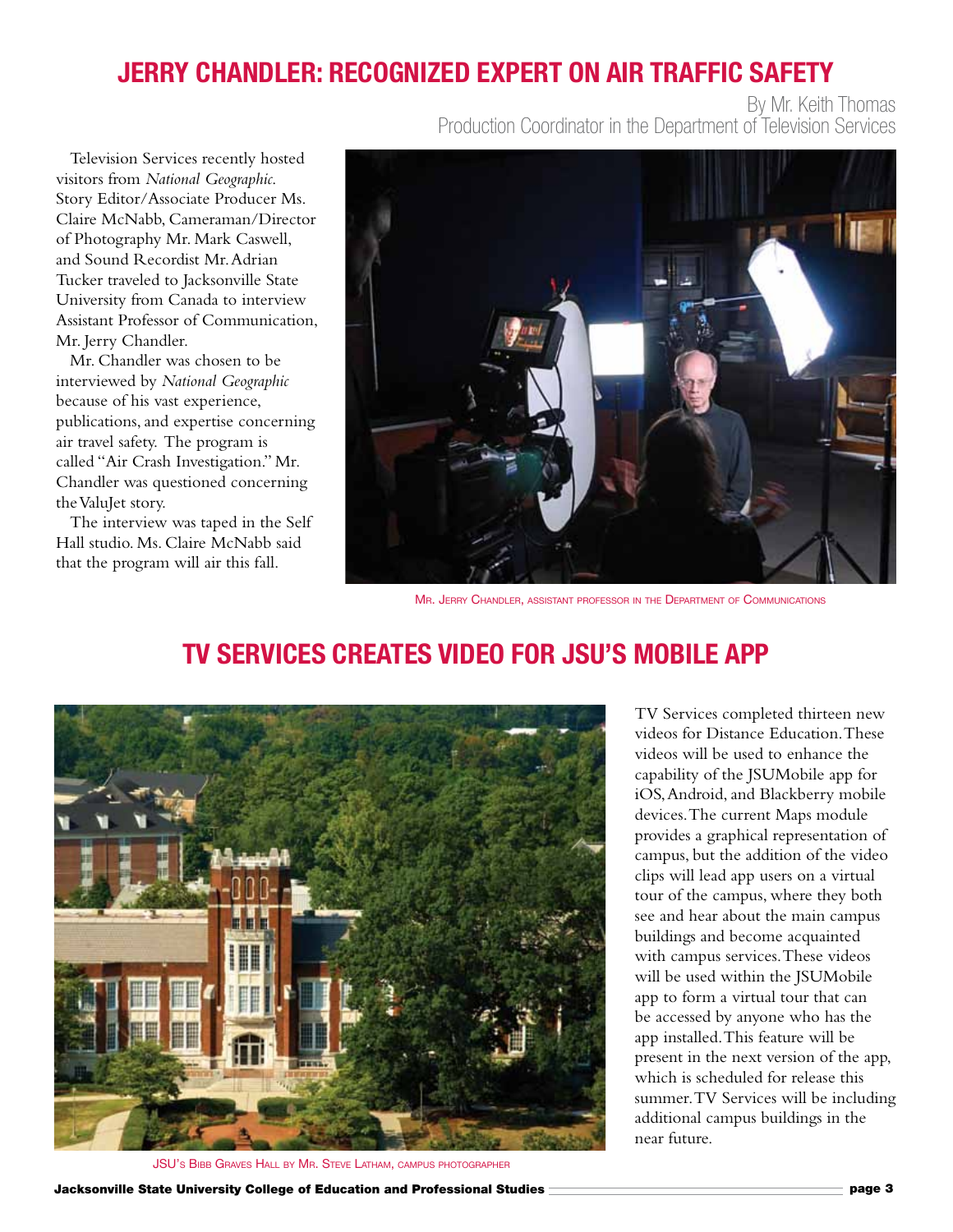## JERRY CHANDLER: RECOGNIZED EXPERT ON AIR TRAFFIC SAFETY

By Mr. Keith Thomas
Production Coordinator in the Department of Television Services

Television Services recently hosted visitors from *National Geographic.* Story Editor/Associate Producer Ms. Claire McNabb, Cameraman/Director of Photography Mr. Mark Caswell, and Sound Recordist Mr. Adrian Tucker traveled to Jacksonville State University from Canada to interview Assistant Professor of Communication, Mr. Jerry Chandler.

Mr. Chandler was chosen to be interviewed by *National Geographic* because of his vast experience, publications, and expertise concerning air travel safety. The program is called "Air Crash Investigation." Mr. Chandler was questioned concerning the ValuJet story.

The interview was taped in the Self Hall studio. Ms. Claire McNabb said that the program will air this fall.

Mr. Jerry Chandler, assistant professor in the Department of Communications

## TV SERVICES CREATES VIDEO FOR JSU'S MOBILE APP

JSU's Bibb Graves Hall by Mr. Steve Latham, campus photographer

TV Services completed thirteen new videos for Distance Education. These videos will be used to enhance the capability of the JSUMobile app for iOS, Android, and Blackberry mobile devices. The current Maps module provides a graphical representation of campus, but the addition of the video clips will lead app users on a virtual tour of the campus, where they both see and hear about the main campus buildings and become acquainted with campus services. These videos will be used within the JSUMobile app to form a virtual tour that can be accessed by anyone who has the app installed. This feature will be present in the next version of the app, which is scheduled for release this summer. TV Services will be including additional campus buildings in the near future.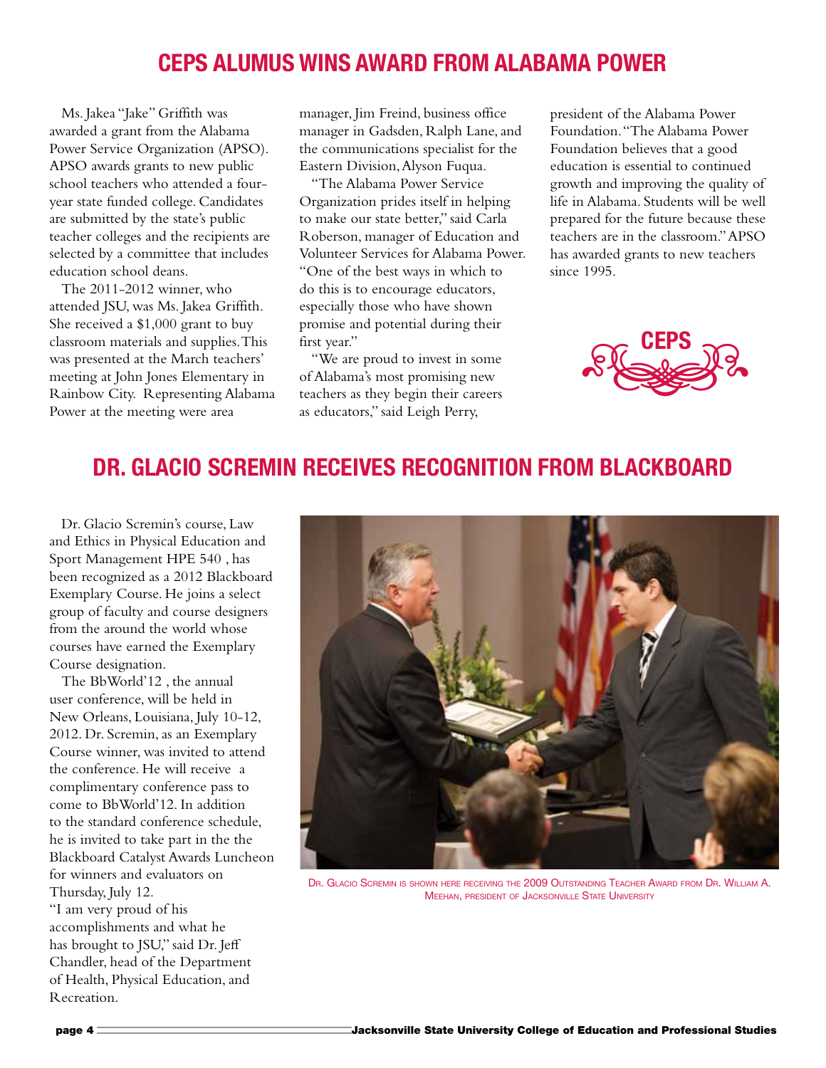# CEPS ALUMUS WINS AWARD FROM ALABAMA POWER

Ms. Jakea "Jake" Griffith was awarded a grant from the Alabama Power Service Organization (APSO). APSO awards grants to new public school teachers who attended a four-year state funded college. Candidates are submitted by the state's public teacher colleges and the recipients are selected by a committee that includes education school deans.

The 2011-2012 winner, who attended JSU, was Ms. Jakea Griffith. She received a $1,000 grant to buy classroom materials and supplies. This was presented at the March teachers' meeting at John Jones Elementary in Rainbow City. Representing Alabama Power at the meeting were area manager, Jim Freind, business office manager in Gadsden, Ralph Lane, and the communications specialist for the Eastern Division, Alyson Fuqua.

"The Alabama Power Service Organization prides itself in helping to make our state better," said Carla Roberson, manager of Education and Volunteer Services for Alabama Power. "One of the best ways in which to do this is to encourage educators, especially those who have shown promise and potential during their first year."

"We are proud to invest in some of Alabama's most promising new teachers as they begin their careers as educators," said Leigh Perry, president of the Alabama Power Foundation. "The Alabama Power Foundation believes that a good education is essential to continued growth and improving the quality of life in Alabama. Students will be well prepared for the future because these teachers are in the classroom." APSO has awarded grants to new teachers since 1995.

CEPS

# DR. GLACIO SCREMIN RECEIVES RECOGNITION FROM BLACKBOARD

Dr. Glacio Scremin's course, Law and Ethics in Physical Education and Sport Management HPE 540 , has been recognized as a 2012 Blackboard Exemplary Course. He joins a select group of faculty and course designers from the around the world whose courses have earned the Exemplary Course designation.

The BbWorld'12 , the annual user conference, will be held in New Orleans, Louisiana, July 10-12, 2012. Dr. Scremin, as an Exemplary Course winner, was invited to attend the conference. He will receive a complimentary conference pass to come to BbWorld'12. In addition to the standard conference schedule, he is invited to take part in the the Blackboard Catalyst Awards Luncheon for winners and evaluators on Thursday, July 12.

"I am very proud of his accomplishments and what he has brought to JSU," said Dr. Jeff Chandler, head of the Department of Health, Physical Education, and Recreation.

Dr. Glacio Scremin is shown here receiving the 2009 Outstanding Teacher Award from Dr. William A. Meehan, president of Jacksonville State University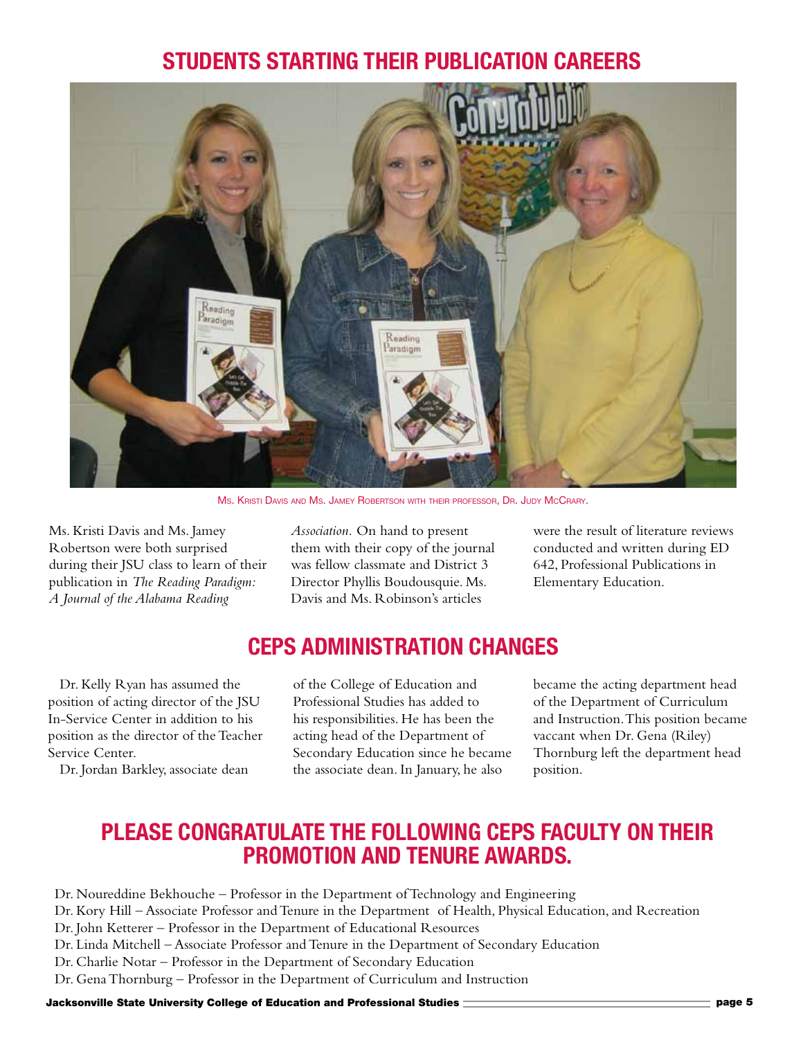## STUDENTS STARTING THEIR PUBLICATION CAREERS

Ms. Kristi Davis and Ms. Jamey Robertson with their professor, Dr. Judy McCrary.

Ms. Kristi Davis and Ms. Jamey Robertson were both surprised during their JSU class to learn of their publication in *The Reading Paradigm: A Journal of the Alabama Reading Association.* On hand to present them with their copy of the journal was fellow classmate and District 3 Director Phyllis Boudousquie. Ms. Davis and Ms. Robinson's articles were the result of literature reviews conducted and written during ED 642, Professional Publications in Elementary Education.

## CEPS ADMINISTRATION CHANGES

Dr. Kelly Ryan has assumed the position of acting director of the JSU In-Service Center in addition to his position as the director of the Teacher Service Center.

Dr. Jordan Barkley, associate dean of the College of Education and Professional Studies has added to his responsibilities. He has been the acting head of the Department of Secondary Education since he became the associate dean. In January, he also became the acting department head of the Department of Curriculum and Instruction. This position became vaccant when Dr. Gena (Riley) Thornburg left the department head position.

## PLEASE CONGRATULATE THE FOLLOWING CEPS FACULTY ON THEIR PROMOTION AND TENURE AWARDS.

Dr. Noureddine Bekhouche – Professor in the Department of Technology and Engineering
Dr. Kory Hill – Associate Professor and Tenure in the Department of Health, Physical Education, and Recreation
Dr. John Ketterer – Professor in the Department of Educational Resources
Dr. Linda Mitchell – Associate Professor and Tenure in the Department of Secondary Education
Dr. Charlie Notar – Professor in the Department of Secondary Education
Dr. Gena Thornburg – Professor in the Department of Curriculum and Instruction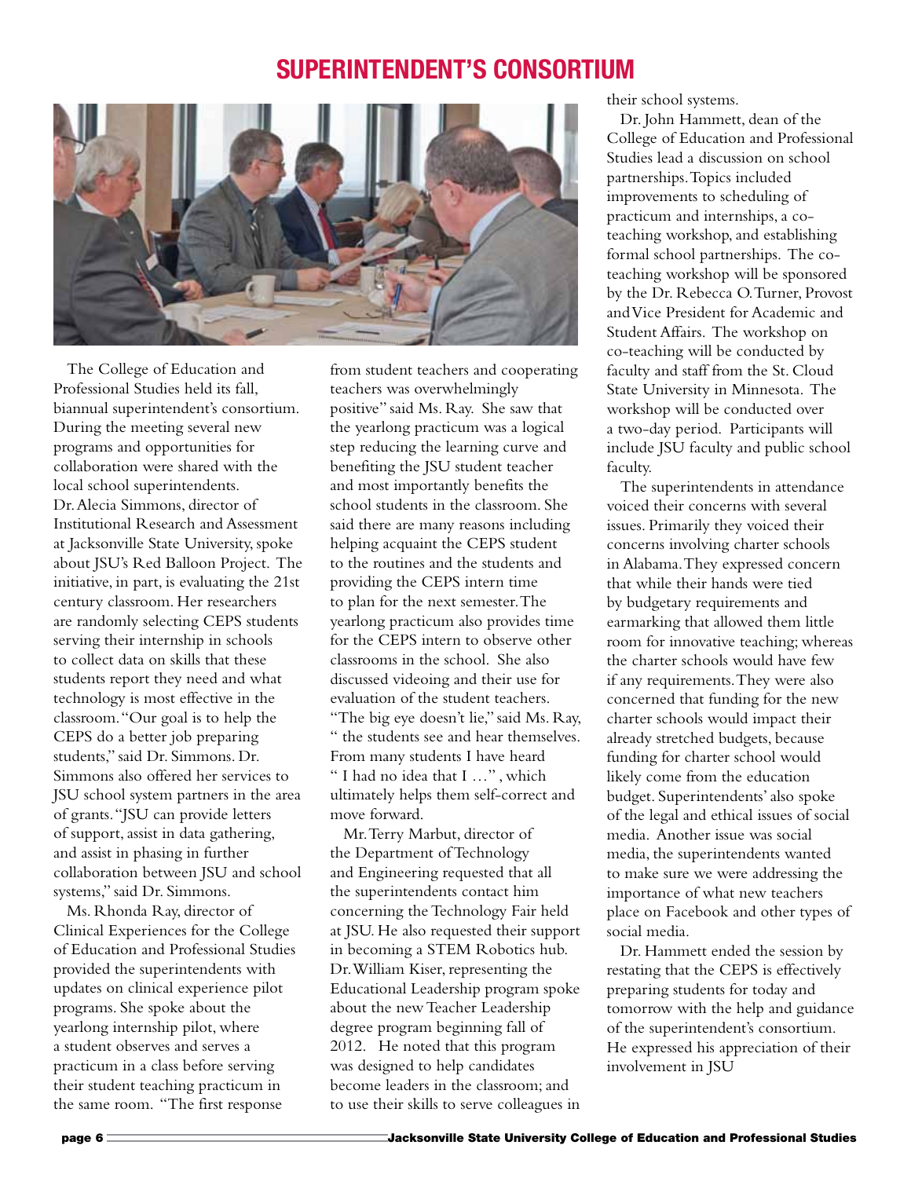# SUPERINTENDENT'S CONSORTIUM

The College of Education and Professional Studies held its fall, biannual superintendent's consortium. During the meeting several new programs and opportunities for collaboration were shared with the local school superintendents. Dr. Alecia Simmons, director of Institutional Research and Assessment at Jacksonville State University, spoke about JSU's Red Balloon Project. The initiative, in part, is evaluating the 21st century classroom. Her researchers are randomly selecting CEPS students serving their internship in schools to collect data on skills that these students report they need and what technology is most effective in the classroom. "Our goal is to help the CEPS do a better job preparing students," said Dr. Simmons. Dr. Simmons also offered her services to JSU school system partners in the area of grants. "JSU can provide letters of support, assist in data gathering, and assist in phasing in further collaboration between JSU and school systems," said Dr. Simmons.

Ms. Rhonda Ray, director of Clinical Experiences for the College of Education and Professional Studies provided the superintendents with updates on clinical experience pilot programs. She spoke about the yearlong internship pilot, where a student observes and serves a practicum in a class before serving their student teaching practicum in the same room. "The first response from student teachers and cooperating teachers was overwhelmingly positive" said Ms. Ray. She saw that the yearlong practicum was a logical step reducing the learning curve and benefiting the JSU student teacher and most importantly benefits the school students in the classroom. She said there are many reasons including helping acquaint the CEPS student to the routines and the students and providing the CEPS intern time to plan for the next semester. The yearlong practicum also provides time for the CEPS intern to observe other classrooms in the school. She also discussed videoing and their use for evaluation of the student teachers. "The big eye doesn't lie," said Ms. Ray, " the students see and hear themselves. From many students I have heard " I had no idea that I …" , which ultimately helps them self-correct and move forward.

Mr. Terry Marbut, director of the Department of Technology and Engineering requested that all the superintendents contact him concerning the Technology Fair held at JSU. He also requested their support in becoming a STEM Robotics hub. Dr. William Kiser, representing the Educational Leadership program spoke about the new Teacher Leadership degree program beginning fall of 2012. He noted that this program was designed to help candidates become leaders in the classroom; and to use their skills to serve colleagues in their school systems.

Dr. John Hammett, dean of the College of Education and Professional Studies lead a discussion on school partnerships. Topics included improvements to scheduling of practicum and internships, a co-teaching workshop, and establishing formal school partnerships. The co-teaching workshop will be sponsored by the Dr. Rebecca O. Turner, Provost and Vice President for Academic and Student Affairs. The workshop on co-teaching will be conducted by faculty and staff from the St. Cloud State University in Minnesota. The workshop will be conducted over a two-day period. Participants will include JSU faculty and public school faculty.

The superintendents in attendance voiced their concerns with several issues. Primarily they voiced their concerns involving charter schools in Alabama. They expressed concern that while their hands were tied by budgetary requirements and earmarking that allowed them little room for innovative teaching; whereas the charter schools would have few if any requirements. They were also concerned that funding for the new charter schools would impact their already stretched budgets, because funding for charter school would likely come from the education budget. Superintendents' also spoke of the legal and ethical issues of social media. Another issue was social media, the superintendents wanted to make sure we were addressing the importance of what new teachers place on Facebook and other types of social media.

Dr. Hammett ended the session by restating that the CEPS is effectively preparing students for today and tomorrow with the help and guidance of the superintendent's consortium. He expressed his appreciation of their involvement in JSU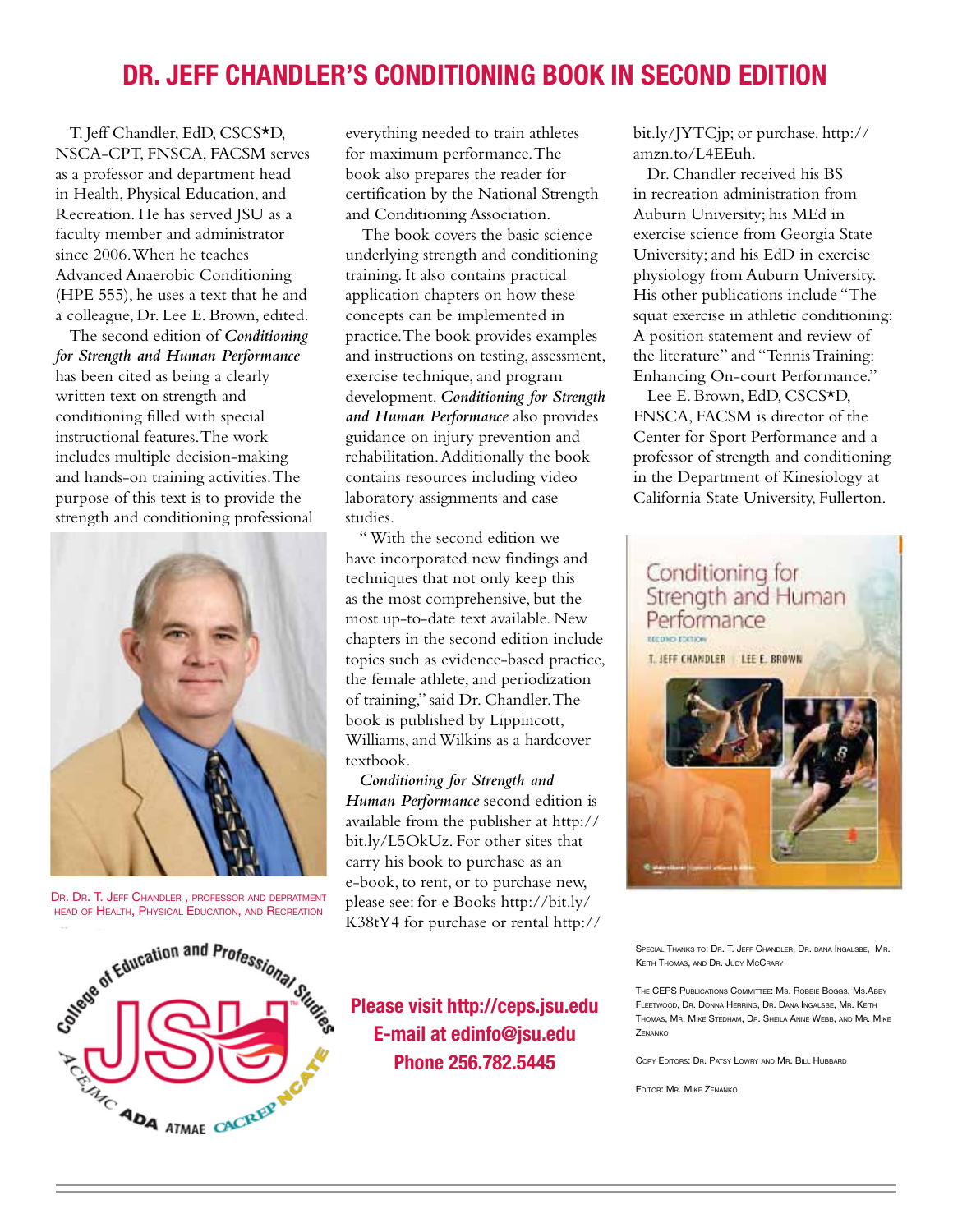# DR. JEFF CHANDLER'S CONDITIONING BOOK IN SECOND EDITION

T. Jeff Chandler, EdD, CSCS*D, NSCA-CPT, FNSCA, FACSM serves as a professor and department head in Health, Physical Education, and Recreation. He has served JSU as a faculty member and administrator since 2006. When he teaches Advanced Anaerobic Conditioning (HPE 555), he uses a text that he and a colleague, Dr. Lee E. Brown, edited.

The second edition of *Conditioning for Strength and Human Performance* has been cited as being a clearly written text on strength and conditioning filled with special instructional features. The work includes multiple decision-making and hands-on training activities. The purpose of this text is to provide the strength and conditioning professional everything needed to train athletes for maximum performance. The book also prepares the reader for certification by the National Strength and Conditioning Association.

The book covers the basic science underlying strength and conditioning training. It also contains practical application chapters on how these concepts can be implemented in practice. The book provides examples and instructions on testing, assessment, exercise technique, and program development. *Conditioning for Strength and Human Performance* also provides guidance on injury prevention and rehabilitation. Additionally the book contains resources including video laboratory assignments and case studies.

"With the second edition we have incorporated new findings and techniques that not only keep this as the most comprehensive, but the most up-to-date text available. New chapters in the second edition include topics such as evidence-based practice, the female athlete, and periodization of training," said Dr. Chandler. The book is published by Lippincott, Williams, and Wilkins as a hardcover textbook.

*Conditioning for Strength and Human Performance* second edition is available from the publisher at http://bit.ly/L5OkUz. For other sites that carry his book to purchase as an e-book, to rent, or to purchase new, please see: for e Books http://bit.ly/K38tY4 for purchase or rental http://bit.ly/JYTCjp; or purchase. http://amzn.to/L4EEuh.

Dr. Chandler received his BS in recreation administration from Auburn University; his MEd in exercise science from Georgia State University; and his EdD in exercise physiology from Auburn University. His other publications include "The squat exercise in athletic conditioning: A position statement and review of the literature" and "Tennis Training: Enhancing On-court Performance."

Lee E. Brown, EdD, CSCS*D, FNSCA, FACSM is director of the Center for Sport Performance and a professor of strength and conditioning in the Department of Kinesiology at California State University, Fullerton.

Dr. Dr. T. Jeff Chandler , professor and depratment head of Health, Physical Education, and Recreation

**Please visit http://ceps.jsu.edu**
**E-mail at edinfo@jsu.edu**
**Phone 256.782.5445**

Special Thanks to: Dr. T. Jeff Chandler, Dr. dana Ingalsbe, Mr. Keith Thomas, and Dr. Judy McCrary

The CEPS Publications Committee: Ms. Robbie Boggs, Ms.Abby Fleetwood, Dr. Donna Herring, Dr. Dana Ingalsbe, Mr. Keith Thomas, Mr. Mike Stedham, Dr. Sheila Anne Webb, and Mr. Mike Zenanko

Copy Editors: Dr. Patsy Lowry and Mr. Bill Hubbard

Editor: Mr. Mike Zenanko